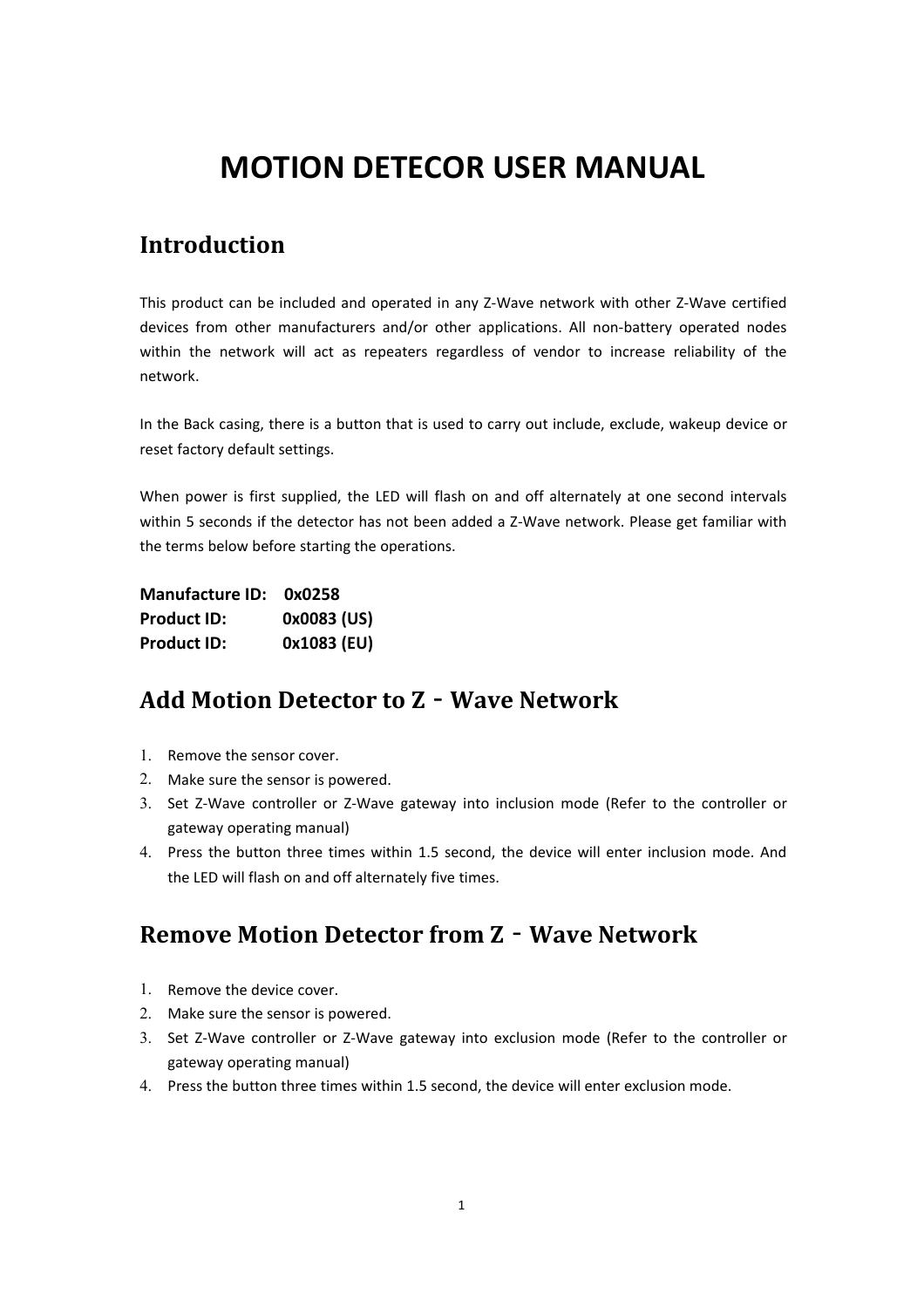# MOTION DETECOR USER MANUAL

## Introduction

This product can be included and operated in any Z-Wave network with other Z-Wave certified devices from other manufacturers and/or other applications. All non-battery operated nodes within the network will act as repeaters regardless of vendor to increase reliability of the network.

In the Back casing, there is a button that is used to carry out include, exclude, wakeup device or reset factory default settings.

When power is first supplied, the LED will flash on and off alternately at one second intervals within 5 seconds if the detector has not been added a Z-Wave network. Please get familiar with the terms below before starting the operations.

**Manufacture ID: 0x0258**
**Product ID: 0x0083 (US)**
**Product ID: 0x1083 (EU)**

## Add Motion Detector to Z - Wave Network

1. Remove the sensor cover.
2. Make sure the sensor is powered.
3. Set Z-Wave controller or Z-Wave gateway into inclusion mode (Refer to the controller or gateway operating manual)
4. Press the button three times within 1.5 second, the device will enter inclusion mode. And the LED will flash on and off alternately five times.

## Remove Motion Detector from Z - Wave Network

1. Remove the device cover.
2. Make sure the sensor is powered.
3. Set Z-Wave controller or Z-Wave gateway into exclusion mode (Refer to the controller or gateway operating manual)
4. Press the button three times within 1.5 second, the device will enter exclusion mode.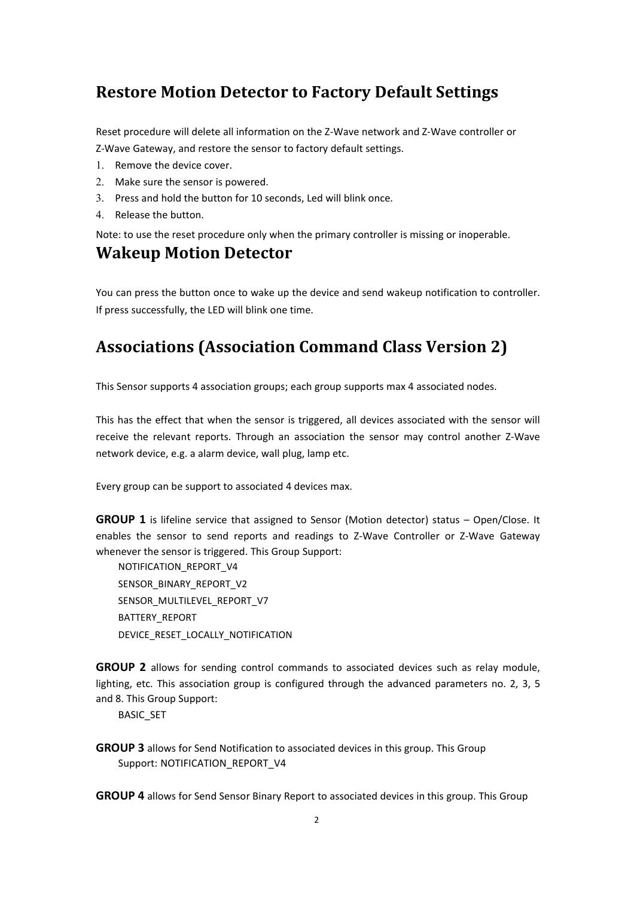## Restore Motion Detector to Factory Default Settings

Reset procedure will delete all information on the Z-Wave network and Z-Wave controller or Z-Wave Gateway, and restore the sensor to factory default settings.

1. Remove the device cover.
2. Make sure the sensor is powered.
3. Press and hold the button for 10 seconds, Led will blink once.
4. Release the button.

Note: to use the reset procedure only when the primary controller is missing or inoperable.

## Wakeup Motion Detector

You can press the button once to wake up the device and send wakeup notification to controller. If press successfully, the LED will blink one time.

## Associations (Association Command Class Version 2)

This Sensor supports 4 association groups; each group supports max 4 associated nodes.

This has the effect that when the sensor is triggered, all devices associated with the sensor will receive the relevant reports. Through an association the sensor may control another Z-Wave network device, e.g. a alarm device, wall plug, lamp etc.

Every group can be support to associated 4 devices max.

**GROUP 1** is lifeline service that assigned to Sensor (Motion detector) status – Open/Close. It enables the sensor to send reports and readings to Z-Wave Controller or Z-Wave Gateway whenever the sensor is triggered. This Group Support:

NOTIFICATION_REPORT_V4
SENSOR_BINARY_REPORT_V2
SENSOR_MULTILEVEL_REPORT_V7
BATTERY_REPORT
DEVICE_RESET_LOCALLY_NOTIFICATION

**GROUP 2** allows for sending control commands to associated devices such as relay module, lighting, etc. This association group is configured through the advanced parameters no. 2, 3, 5 and 8. This Group Support:

BASIC_SET

**GROUP 3** allows for Send Notification to associated devices in this group. This Group Support: NOTIFICATION_REPORT_V4

**GROUP 4** allows for Send Sensor Binary Report to associated devices in this group. This Group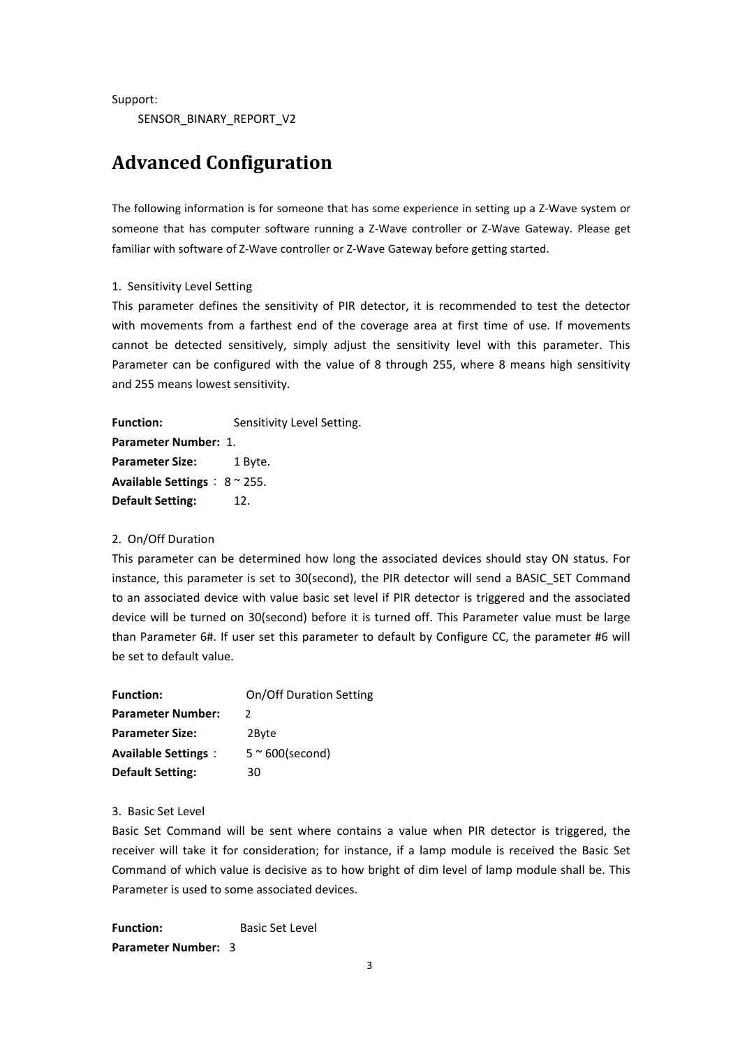Support:

SENSOR_BINARY_REPORT_V2

## Advanced Configuration

The following information is for someone that has some experience in setting up a Z-Wave system or someone that has computer software running a Z-Wave controller or Z-Wave Gateway. Please get familiar with software of Z-Wave controller or Z-Wave Gateway before getting started.

1. Sensitivity Level Setting

This parameter defines the sensitivity of PIR detector, it is recommended to test the detector with movements from a farthest end of the coverage area at first time of use. If movements cannot be detected sensitively, simply adjust the sensitivity level with this parameter. This Parameter can be configured with the value of 8 through 255, where 8 means high sensitivity and 255 means lowest sensitivity.

**Function:** Sensitivity Level Setting.
**Parameter Number:** 1.
**Parameter Size:** 1 Byte.
**Available Settings**： 8 ~ 255.
**Default Setting:** 12.

2. On/Off Duration

This parameter can be determined how long the associated devices should stay ON status. For instance, this parameter is set to 30(second), the PIR detector will send a BASIC_SET Command to an associated device with value basic set level if PIR detector is triggered and the associated device will be turned on 30(second) before it is turned off. This Parameter value must be large than Parameter 6#. If user set this parameter to default by Configure CC, the parameter #6 will be set to default value.

**Function:** On/Off Duration Setting
**Parameter Number:** 2
**Parameter Size:** 2Byte
**Available Settings**： 5 ~ 600(second)
**Default Setting:** 30

3. Basic Set Level

Basic Set Command will be sent where contains a value when PIR detector is triggered, the receiver will take it for consideration; for instance, if a lamp module is received the Basic Set Command of which value is decisive as to how bright of dim level of lamp module shall be. This Parameter is used to some associated devices.

**Function:** Basic Set Level
**Parameter Number:** 3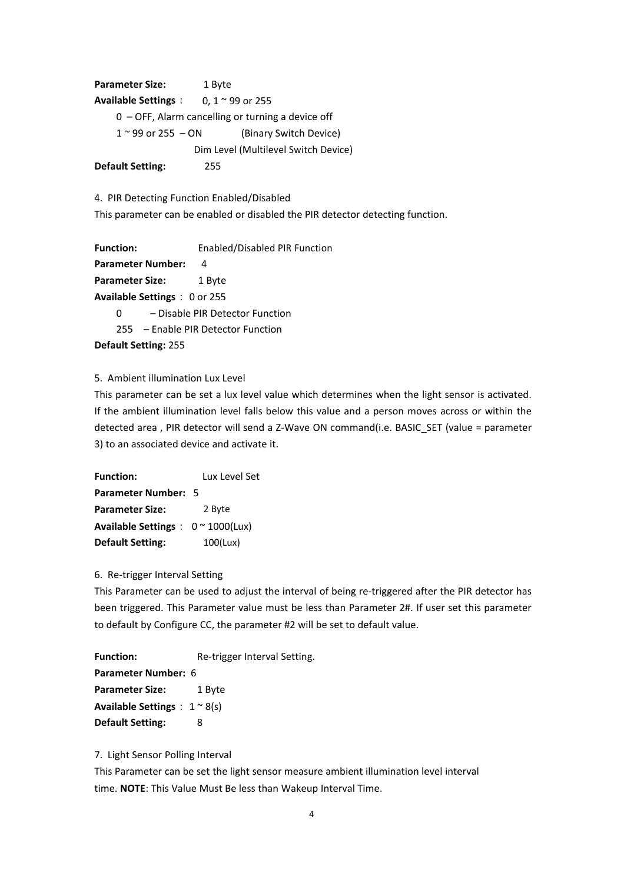**Parameter Size:** 1 Byte

**Available Settings**： 0, 1 ~ 99 or 255

0 – OFF, Alarm cancelling or turning a device off

1 ~ 99 or 255 – ON (Binary Switch Device)

Dim Level (Multilevel Switch Device)

**Default Setting:** 255

4. PIR Detecting Function Enabled/Disabled

This parameter can be enabled or disabled the PIR detector detecting function.

**Function:** Enabled/Disabled PIR Function

**Parameter Number:** 4

**Parameter Size:** 1 Byte

**Available Settings**：0 or 255

0 – Disable PIR Detector Function

255 – Enable PIR Detector Function

**Default Setting:** 255

5. Ambient illumination Lux Level

This parameter can be set a lux level value which determines when the light sensor is activated. If the ambient illumination level falls below this value and a person moves across or within the detected area , PIR detector will send a Z-Wave ON command(i.e. BASIC_SET (value = parameter 3) to an associated device and activate it.

**Function:** Lux Level Set

**Parameter Number:** 5

**Parameter Size:** 2 Byte

**Available Settings**： 0 ~ 1000(Lux)

**Default Setting:** 100(Lux)

6. Re-trigger Interval Setting

This Parameter can be used to adjust the interval of being re-triggered after the PIR detector has been triggered. This Parameter value must be less than Parameter 2#. If user set this parameter to default by Configure CC, the parameter #2 will be set to default value.

**Function:** Re-trigger Interval Setting.

**Parameter Number:** 6

**Parameter Size:** 1 Byte

**Available Settings**：1 ~ 8(s)

**Default Setting:** 8

7. Light Sensor Polling Interval

This Parameter can be set the light sensor measure ambient illumination level interval time. **NOTE**: This Value Must Be less than Wakeup Interval Time.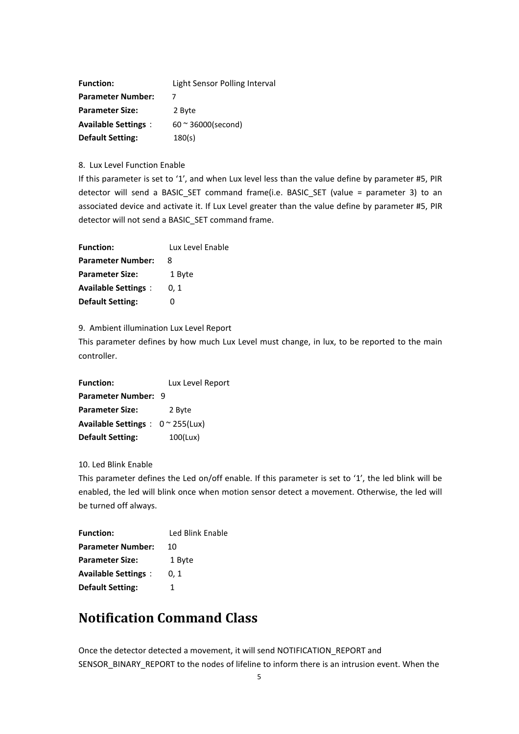**Function:** Light Sensor Polling Interval
**Parameter Number:** 7
**Parameter Size:** 2 Byte
**Available Settings**： 60 ~ 36000(second)
**Default Setting:** 180(s)

8. Lux Level Function Enable

If this parameter is set to '1', and when Lux level less than the value define by parameter #5, PIR detector will send a BASIC_SET command frame(i.e. BASIC_SET (value = parameter 3) to an associated device and activate it. If Lux Level greater than the value define by parameter #5, PIR detector will not send a BASIC_SET command frame.

**Function:** Lux Level Enable
**Parameter Number:** 8
**Parameter Size:** 1 Byte
**Available Settings**： 0, 1
**Default Setting:** 0

9. Ambient illumination Lux Level Report

This parameter defines by how much Lux Level must change, in lux, to be reported to the main controller.

**Function:** Lux Level Report
**Parameter Number:** 9
**Parameter Size:** 2 Byte
**Available Settings**： 0 ~ 255(Lux)
**Default Setting:** 100(Lux)

10. Led Blink Enable

This parameter defines the Led on/off enable. If this parameter is set to '1', the led blink will be enabled, the led will blink once when motion sensor detect a movement. Otherwise, the led will be turned off always.

**Function:** Led Blink Enable
**Parameter Number:** 10
**Parameter Size:** 1 Byte
**Available Settings**： 0, 1
**Default Setting:** 1

## Notification Command Class

Once the detector detected a movement, it will send NOTIFICATION_REPORT and SENSOR_BINARY_REPORT to the nodes of lifeline to inform there is an intrusion event. When the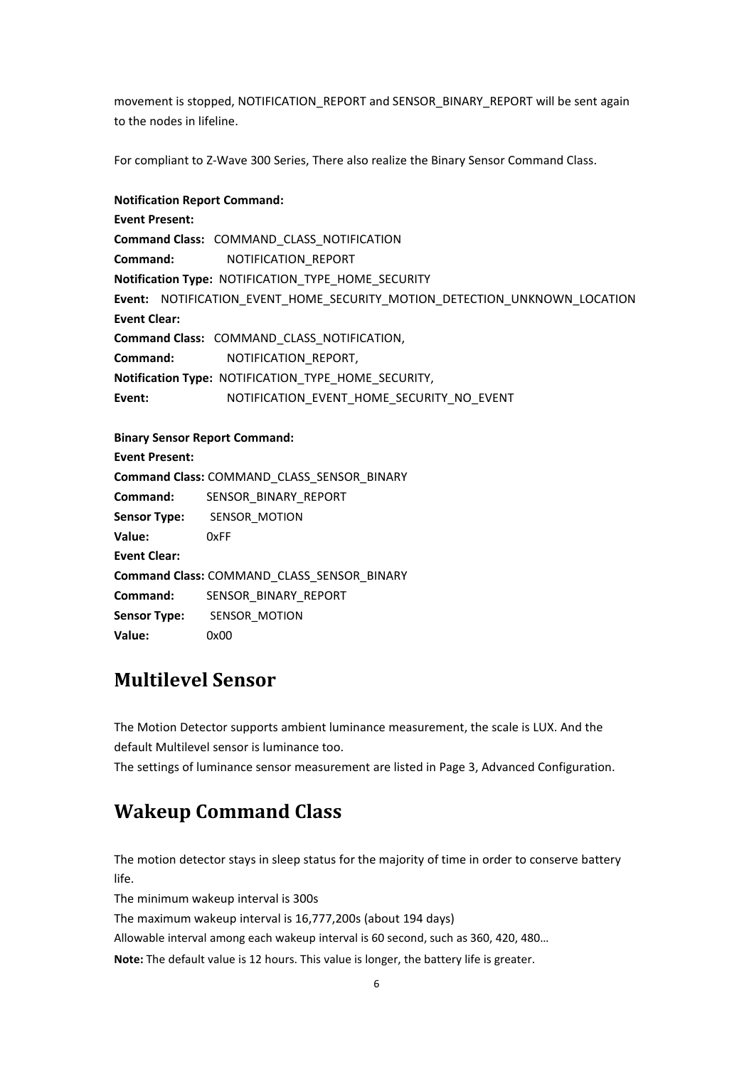movement is stopped, NOTIFICATION_REPORT and SENSOR_BINARY_REPORT will be sent again to the nodes in lifeline.

For compliant to Z-Wave 300 Series, There also realize the Binary Sensor Command Class.

**Notification Report Command:**

**Event Present:**

**Command Class:** COMMAND_CLASS_NOTIFICATION

**Command:** NOTIFICATION_REPORT

**Notification Type:** NOTIFICATION_TYPE_HOME_SECURITY

**Event:** NOTIFICATION_EVENT_HOME_SECURITY_MOTION_DETECTION_UNKNOWN_LOCATION

**Event Clear:**

**Command Class:** COMMAND_CLASS_NOTIFICATION,

**Command:** NOTIFICATION_REPORT,

**Notification Type:** NOTIFICATION_TYPE_HOME_SECURITY,

**Event:** NOTIFICATION_EVENT_HOME_SECURITY_NO_EVENT

**Binary Sensor Report Command:**

**Event Present:**

**Command Class:** COMMAND_CLASS_SENSOR_BINARY

**Command:** SENSOR_BINARY_REPORT

**Sensor Type:** SENSOR_MOTION

**Value:** 0xFF

**Event Clear:**

**Command Class:** COMMAND_CLASS_SENSOR_BINARY

**Command:** SENSOR_BINARY_REPORT

**Sensor Type:** SENSOR_MOTION

**Value:** 0x00

## Multilevel Sensor

The Motion Detector supports ambient luminance measurement, the scale is LUX. And the default Multilevel sensor is luminance too.

The settings of luminance sensor measurement are listed in Page 3, Advanced Configuration.

## Wakeup Command Class

The motion detector stays in sleep status for the majority of time in order to conserve battery life.

The minimum wakeup interval is 300s

The maximum wakeup interval is 16,777,200s (about 194 days)

Allowable interval among each wakeup interval is 60 second, such as 360, 420, 480…

**Note:** The default value is 12 hours. This value is longer, the battery life is greater.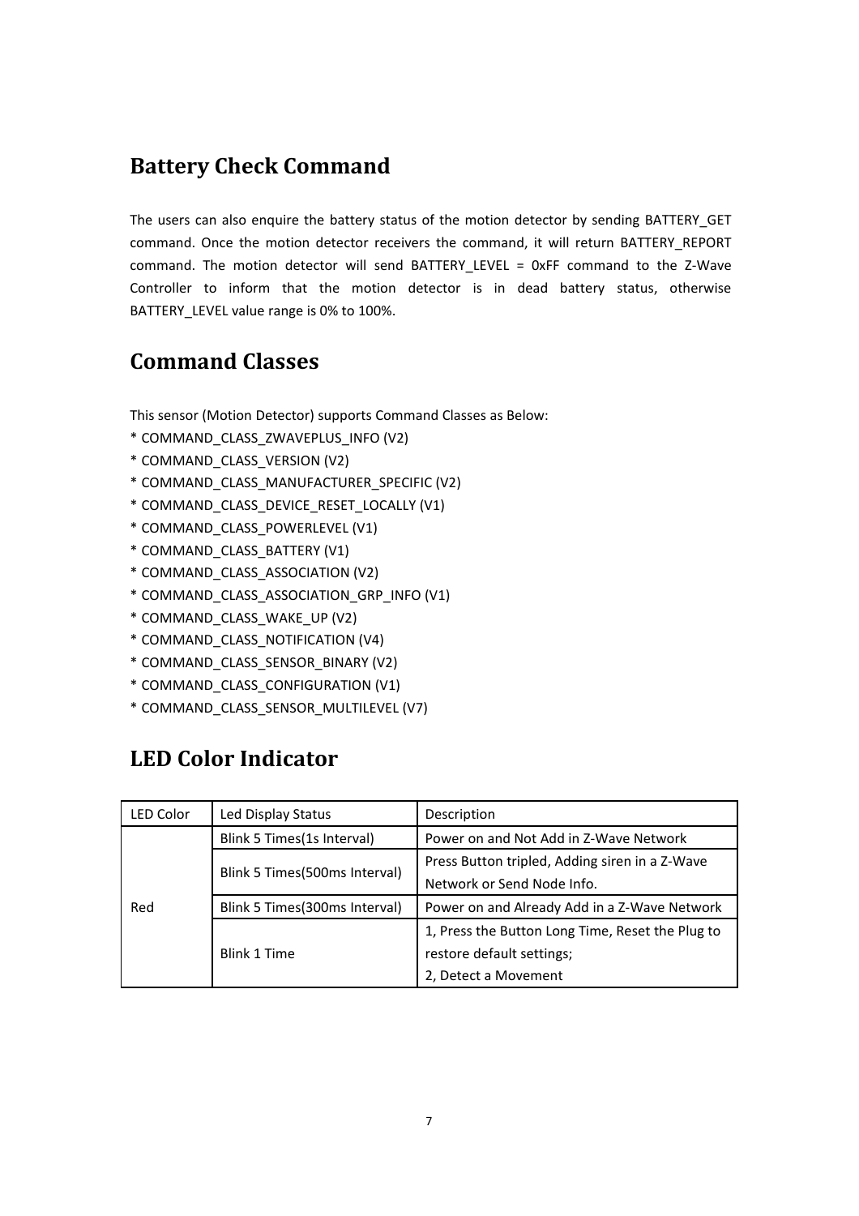## Battery Check Command

The users can also enquire the battery status of the motion detector by sending BATTERY_GET command. Once the motion detector receivers the command, it will return BATTERY_REPORT command. The motion detector will send BATTERY_LEVEL = 0xFF command to the Z-Wave Controller to inform that the motion detector is in dead battery status, otherwise BATTERY_LEVEL value range is 0% to 100%.

## Command Classes

This sensor (Motion Detector) supports Command Classes as Below:

* COMMAND_CLASS_ZWAVEPLUS_INFO (V2)
* COMMAND_CLASS_VERSION (V2)
* COMMAND_CLASS_MANUFACTURER_SPECIFIC (V2)
* COMMAND_CLASS_DEVICE_RESET_LOCALLY (V1)
* COMMAND_CLASS_POWERLEVEL (V1)
* COMMAND_CLASS_BATTERY (V1)
* COMMAND_CLASS_ASSOCIATION (V2)
* COMMAND_CLASS_ASSOCIATION_GRP_INFO (V1)
* COMMAND_CLASS_WAKE_UP (V2)
* COMMAND_CLASS_NOTIFICATION (V4)
* COMMAND_CLASS_SENSOR_BINARY (V2)
* COMMAND_CLASS_CONFIGURATION (V1)
* COMMAND_CLASS_SENSOR_MULTILEVEL (V7)

## LED Color Indicator

| LED Color | Led Display Status | Description |
|---|---|---|
| Red | Blink 5 Times(1s Interval) | Power on and Not Add in Z-Wave Network |
| | Blink 5 Times(500ms Interval) | Press Button tripled, Adding siren in a Z-Wave Network or Send Node Info. |
| | Blink 5 Times(300ms Interval) | Power on and Already Add in a Z-Wave Network |
| | Blink 1 Time | 1, Press the Button Long Time, Reset the Plug to restore default settings;<br>2, Detect a Movement |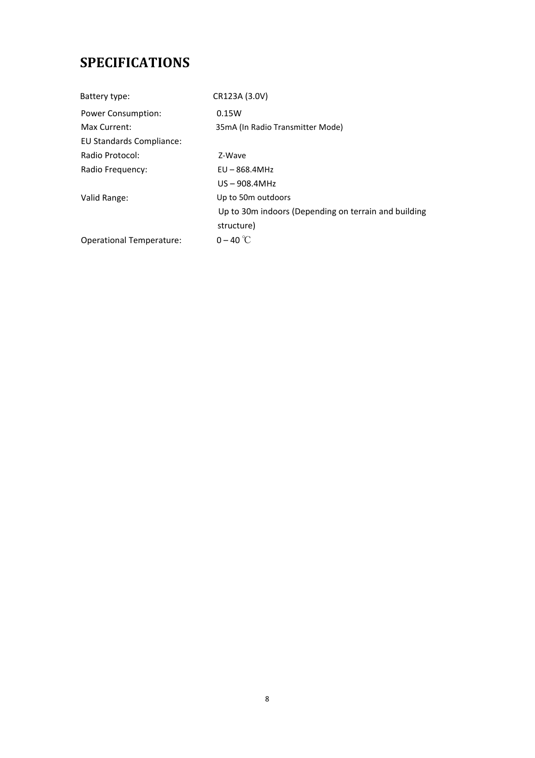# SPECIFICATIONS

| | |
|---|---|
| Battery type: | CR123A (3.0V) |
| Power Consumption: | 0.15W |
| Max Current: | 35mA (In Radio Transmitter Mode) |
| EU Standards Compliance: | |
| Radio Protocol: | Z-Wave |
| Radio Frequency: | EU – 868.4MHz<br>US – 908.4MHz |
| Valid Range: | Up to 50m outdoors<br>Up to 30m indoors (Depending on terrain and building structure) |
| Operational Temperature: | 0 – 40 ℃ |